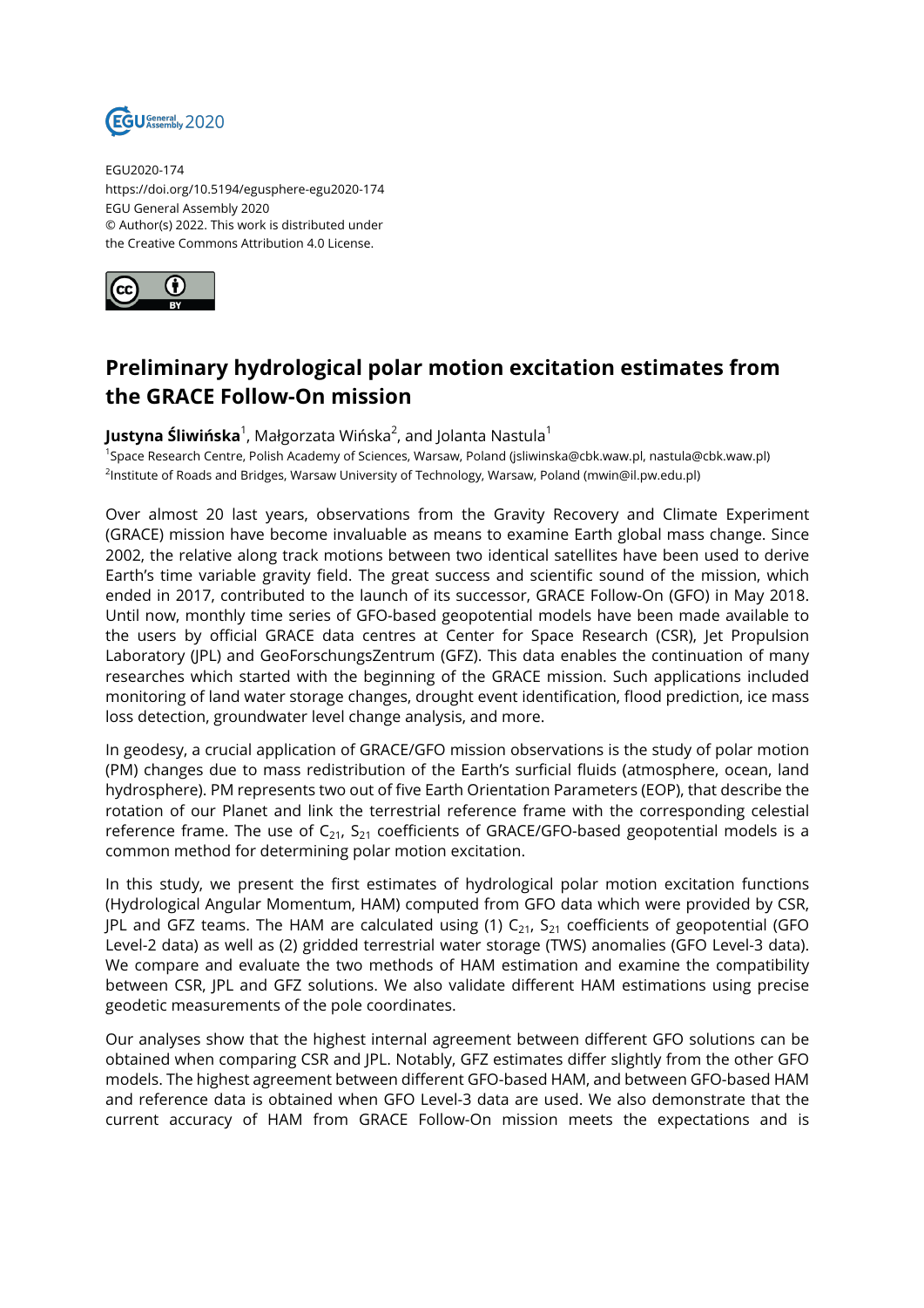EGU2020-174
https://doi.org/10.5194/egusphere-egu2020-174
EGU General Assembly 2020
© Author(s) 2022. This work is distributed under
the Creative Commons Attribution 4.0 License.

# Preliminary hydrological polar motion excitation estimates from the GRACE Follow-On mission

**Justyna Śliwińska**[1], Małgorzata Wińska[2], and Jolanta Nastula[1]

[1]Space Research Centre, Polish Academy of Sciences, Warsaw, Poland (jsliwinska@cbk.waw.pl, nastula@cbk.waw.pl)
[2]Institute of Roads and Bridges, Warsaw University of Technology, Warsaw, Poland (mwin@il.pw.edu.pl)

Over almost 20 last years, observations from the Gravity Recovery and Climate Experiment (GRACE) mission have become invaluable as means to examine Earth global mass change. Since 2002, the relative along track motions between two identical satellites have been used to derive Earth's time variable gravity field. The great success and scientific sound of the mission, which ended in 2017, contributed to the launch of its successor, GRACE Follow-On (GFO) in May 2018. Until now, monthly time series of GFO-based geopotential models have been made available to the users by official GRACE data centres at Center for Space Research (CSR), Jet Propulsion Laboratory (JPL) and GeoForschungsZentrum (GFZ). This data enables the continuation of many researches which started with the beginning of the GRACE mission. Such applications included monitoring of land water storage changes, drought event identification, flood prediction, ice mass loss detection, groundwater level change analysis, and more.

In geodesy, a crucial application of GRACE/GFO mission observations is the study of polar motion (PM) changes due to mass redistribution of the Earth's surficial fluids (atmosphere, ocean, land hydrosphere). PM represents two out of five Earth Orientation Parameters (EOP), that describe the rotation of our Planet and link the terrestrial reference frame with the corresponding celestial reference frame. The use of $C_{21}$, $S_{21}$ coefficients of GRACE/GFO-based geopotential models is a common method for determining polar motion excitation.

In this study, we present the first estimates of hydrological polar motion excitation functions (Hydrological Angular Momentum, HAM) computed from GFO data which were provided by CSR, JPL and GFZ teams. The HAM are calculated using (1) $C_{21}$, $S_{21}$ coefficients of geopotential (GFO Level-2 data) as well as (2) gridded terrestrial water storage (TWS) anomalies (GFO Level-3 data). We compare and evaluate the two methods of HAM estimation and examine the compatibility between CSR, JPL and GFZ solutions. We also validate different HAM estimations using precise geodetic measurements of the pole coordinates.

Our analyses show that the highest internal agreement between different GFO solutions can be obtained when comparing CSR and JPL. Notably, GFZ estimates differ slightly from the other GFO models. The highest agreement between different GFO-based HAM, and between GFO-based HAM and reference data is obtained when GFO Level-3 data are used. We also demonstrate that the current accuracy of HAM from GRACE Follow-On mission meets the expectations and is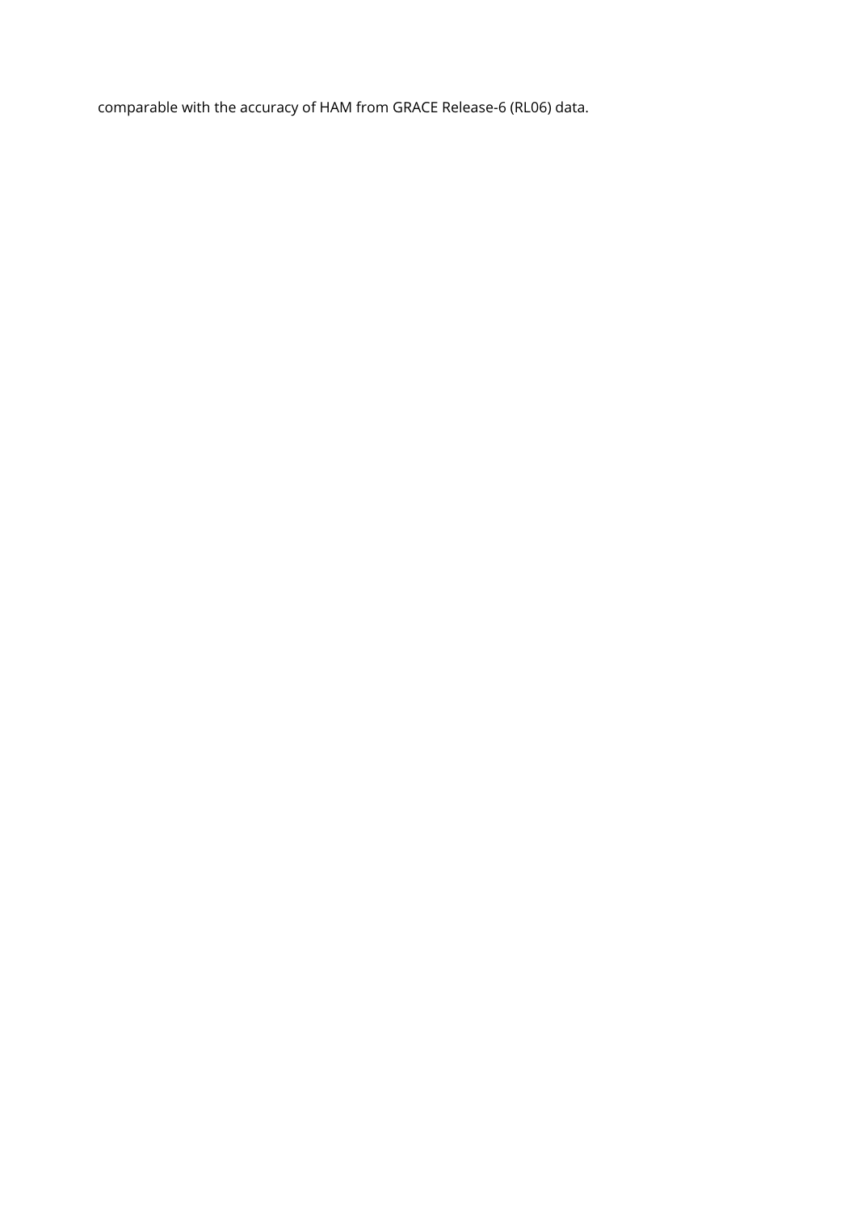comparable with the accuracy of HAM from GRACE Release-6 (RL06) data.